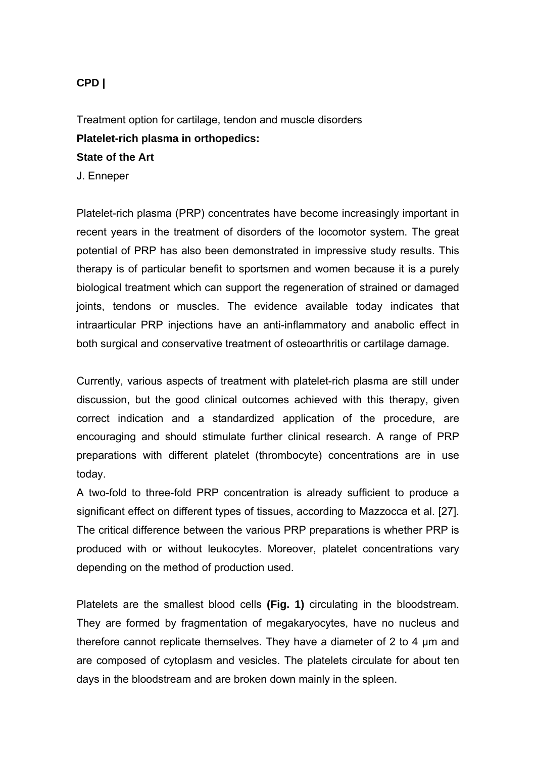**CPD |**

Treatment option for cartilage, tendon and muscle disorders

# Platelet-rich plasma in orthopedics: State of the Art

J. Enneper

Platelet-rich plasma (PRP) concentrates have become increasingly important in recent years in the treatment of disorders of the locomotor system. The great potential of PRP has also been demonstrated in impressive study results. This therapy is of particular benefit to sportsmen and women because it is a purely biological treatment which can support the regeneration of strained or damaged joints, tendons or muscles. The evidence available today indicates that intraarticular PRP injections have an anti-inflammatory and anabolic effect in both surgical and conservative treatment of osteoarthritis or cartilage damage.

Currently, various aspects of treatment with platelet-rich plasma are still under discussion, but the good clinical outcomes achieved with this therapy, given correct indication and a standardized application of the procedure, are encouraging and should stimulate further clinical research. A range of PRP preparations with different platelet (thrombocyte) concentrations are in use today.

A two-fold to three-fold PRP concentration is already sufficient to produce a significant effect on different types of tissues, according to Mazzocca et al. [27]. The critical difference between the various PRP preparations is whether PRP is produced with or without leukocytes. Moreover, platelet concentrations vary depending on the method of production used.

Platelets are the smallest blood cells **(Fig. 1)** circulating in the bloodstream. They are formed by fragmentation of megakaryocytes, have no nucleus and therefore cannot replicate themselves. They have a diameter of 2 to 4 µm and are composed of cytoplasm and vesicles. The platelets circulate for about ten days in the bloodstream and are broken down mainly in the spleen.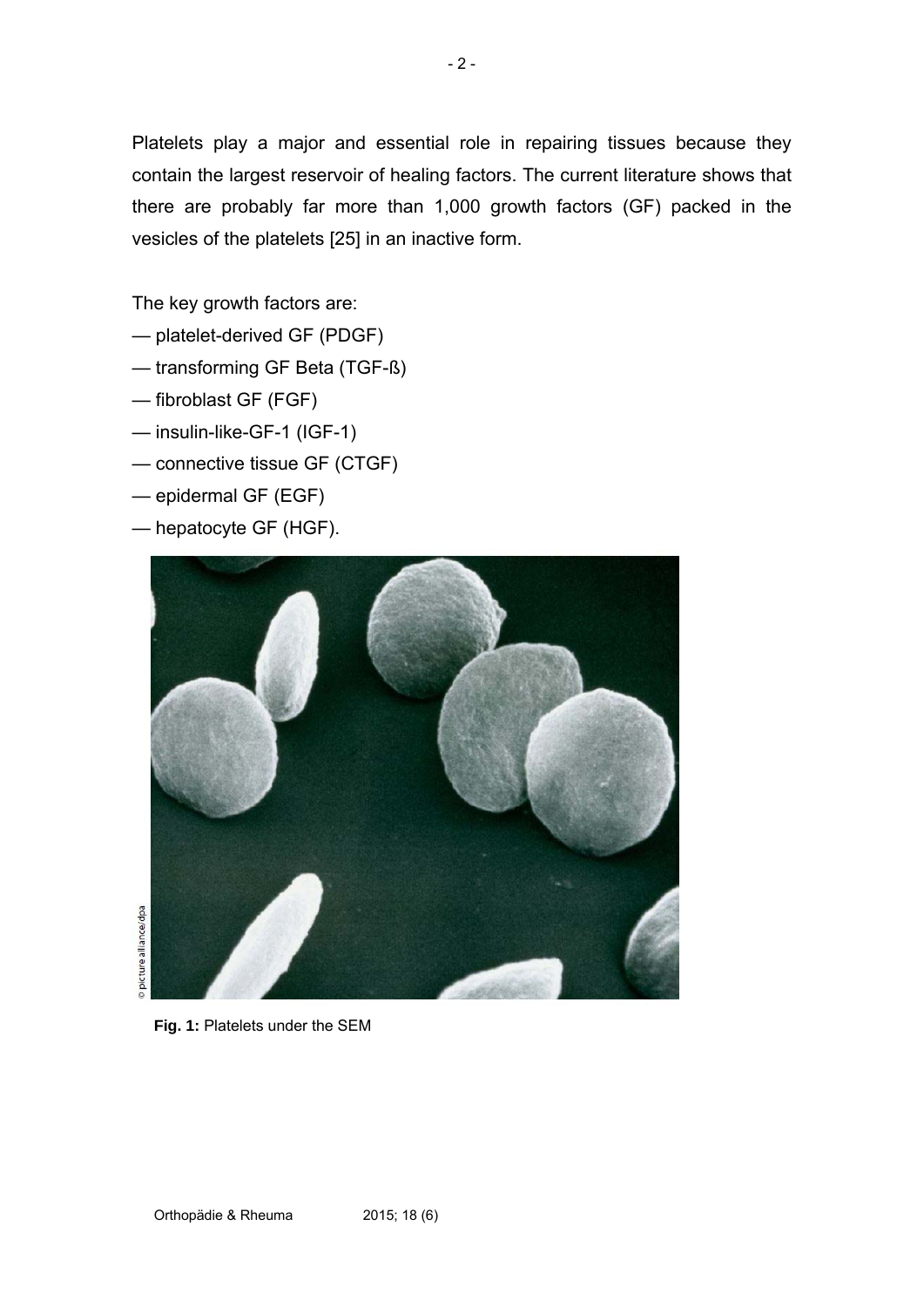Platelets play a major and essential role in repairing tissues because they contain the largest reservoir of healing factors. The current literature shows that there are probably far more than 1,000 growth factors (GF) packed in the vesicles of the platelets [25] in an inactive form.

The key growth factors are:

— platelet-derived GF (PDGF)
— transforming GF Beta (TGF-ß)
— fibroblast GF (FGF)
— insulin-like-GF-1 (IGF-1)
— connective tissue GF (CTGF)
— epidermal GF (EGF)
— hepatocyte GF (HGF).

© picture alliance/dpa

**Fig. 1:** Platelets under the SEM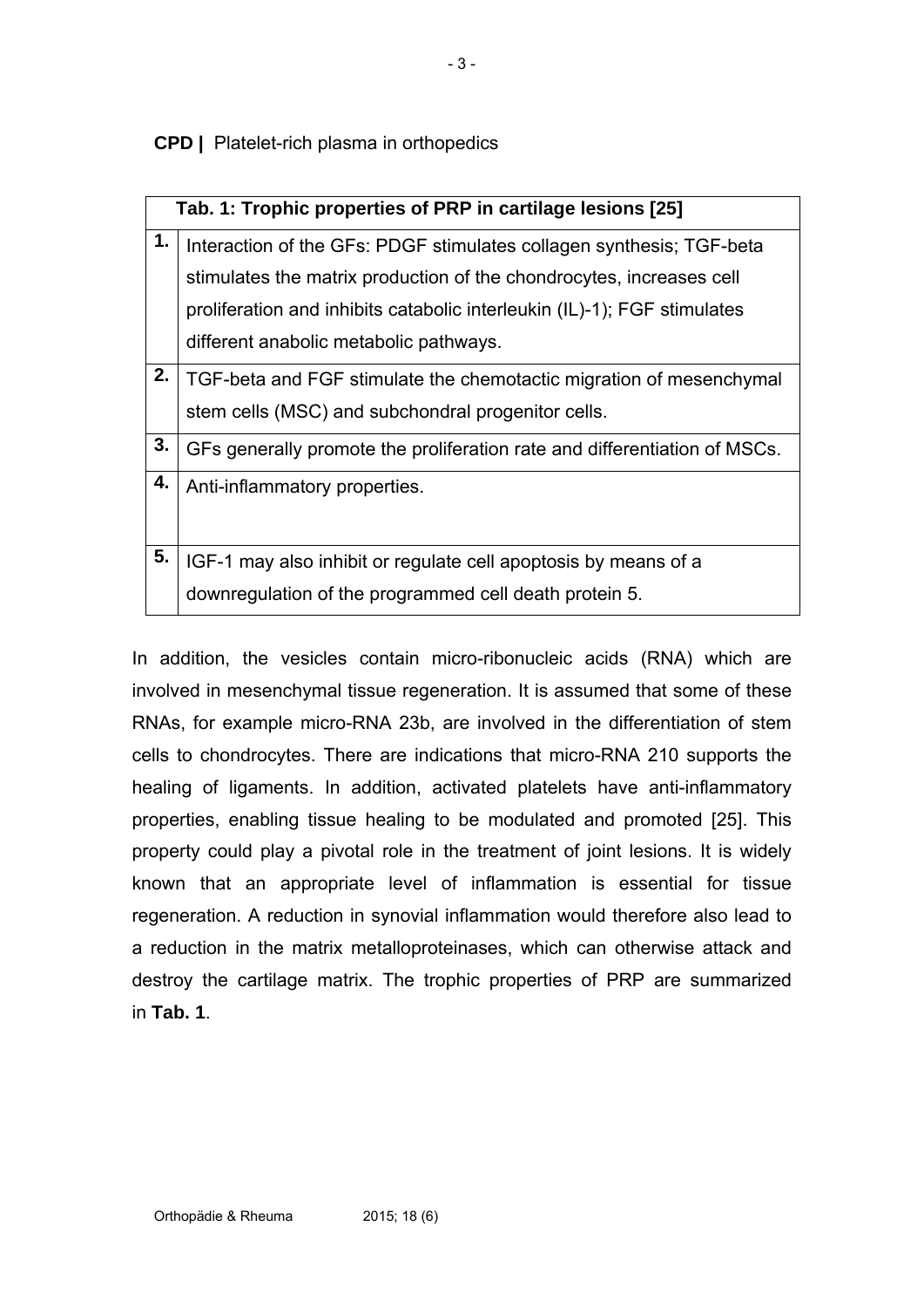| Tab. 1: Trophic properties of PRP in cartilage lesions [25] | |
|---|---|
| **1.** | Interaction of the GFs: PDGF stimulates collagen synthesis; TGF-beta stimulates the matrix production of the chondrocytes, increases cell proliferation and inhibits catabolic interleukin (IL)-1); FGF stimulates different anabolic metabolic pathways. |
| **2.** | TGF-beta and FGF stimulate the chemotactic migration of mesenchymal stem cells (MSC) and subchondral progenitor cells. |
| **3.** | GFs generally promote the proliferation rate and differentiation of MSCs. |
| **4.** | Anti-inflammatory properties. |
| **5.** | IGF-1 may also inhibit or regulate cell apoptosis by means of a downregulation of the programmed cell death protein 5. |

In addition, the vesicles contain micro-ribonucleic acids (RNA) which are involved in mesenchymal tissue regeneration. It is assumed that some of these RNAs, for example micro-RNA 23b, are involved in the differentiation of stem cells to chondrocytes. There are indications that micro-RNA 210 supports the healing of ligaments. In addition, activated platelets have anti-inflammatory properties, enabling tissue healing to be modulated and promoted [25]. This property could play a pivotal role in the treatment of joint lesions. It is widely known that an appropriate level of inflammation is essential for tissue regeneration. A reduction in synovial inflammation would therefore also lead to a reduction in the matrix metalloproteinases, which can otherwise attack and destroy the cartilage matrix. The trophic properties of PRP are summarized in **Tab. 1**.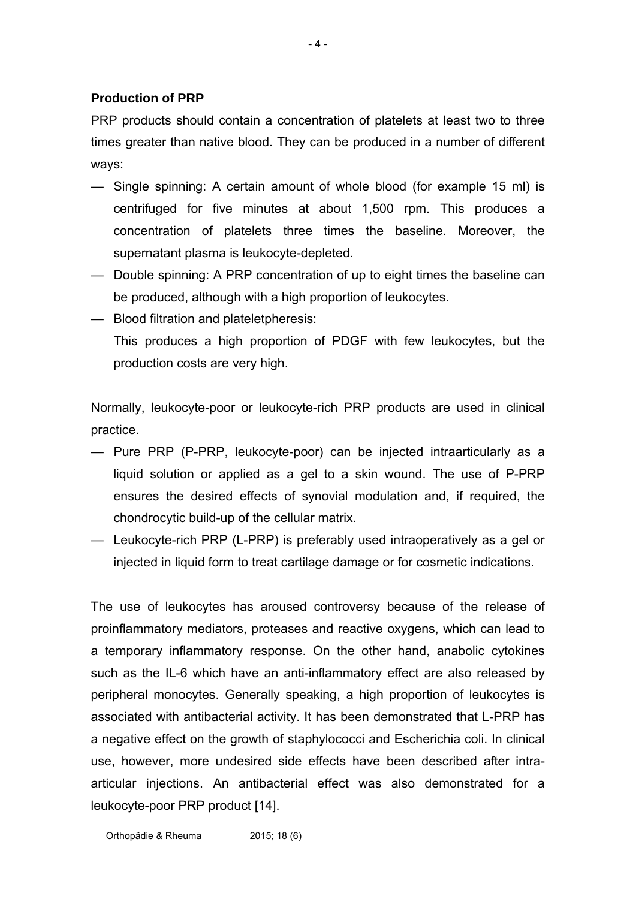### Production of PRP

PRP products should contain a concentration of platelets at least two to three times greater than native blood. They can be produced in a number of different ways:

- Single spinning: A certain amount of whole blood (for example 15 ml) is centrifuged for five minutes at about 1,500 rpm. This produces a concentration of platelets three times the baseline. Moreover, the supernatant plasma is leukocyte-depleted.
- Double spinning: A PRP concentration of up to eight times the baseline can be produced, although with a high proportion of leukocytes.
- Blood filtration and plateletpheresis:
  This produces a high proportion of PDGF with few leukocytes, but the production costs are very high.

Normally, leukocyte-poor or leukocyte-rich PRP products are used in clinical practice.

- Pure PRP (P-PRP, leukocyte-poor) can be injected intraarticularly as a liquid solution or applied as a gel to a skin wound. The use of P-PRP ensures the desired effects of synovial modulation and, if required, the chondrocytic build-up of the cellular matrix.
- Leukocyte-rich PRP (L-PRP) is preferably used intraoperatively as a gel or injected in liquid form to treat cartilage damage or for cosmetic indications.

The use of leukocytes has aroused controversy because of the release of proinflammatory mediators, proteases and reactive oxygens, which can lead to a temporary inflammatory response. On the other hand, anabolic cytokines such as the IL-6 which have an anti-inflammatory effect are also released by peripheral monocytes. Generally speaking, a high proportion of leukocytes is associated with antibacterial activity. It has been demonstrated that L-PRP has a negative effect on the growth of staphylococci and Escherichia coli. In clinical use, however, more undesired side effects have been described after intra-articular injections. An antibacterial effect was also demonstrated for a leukocyte-poor PRP product [14].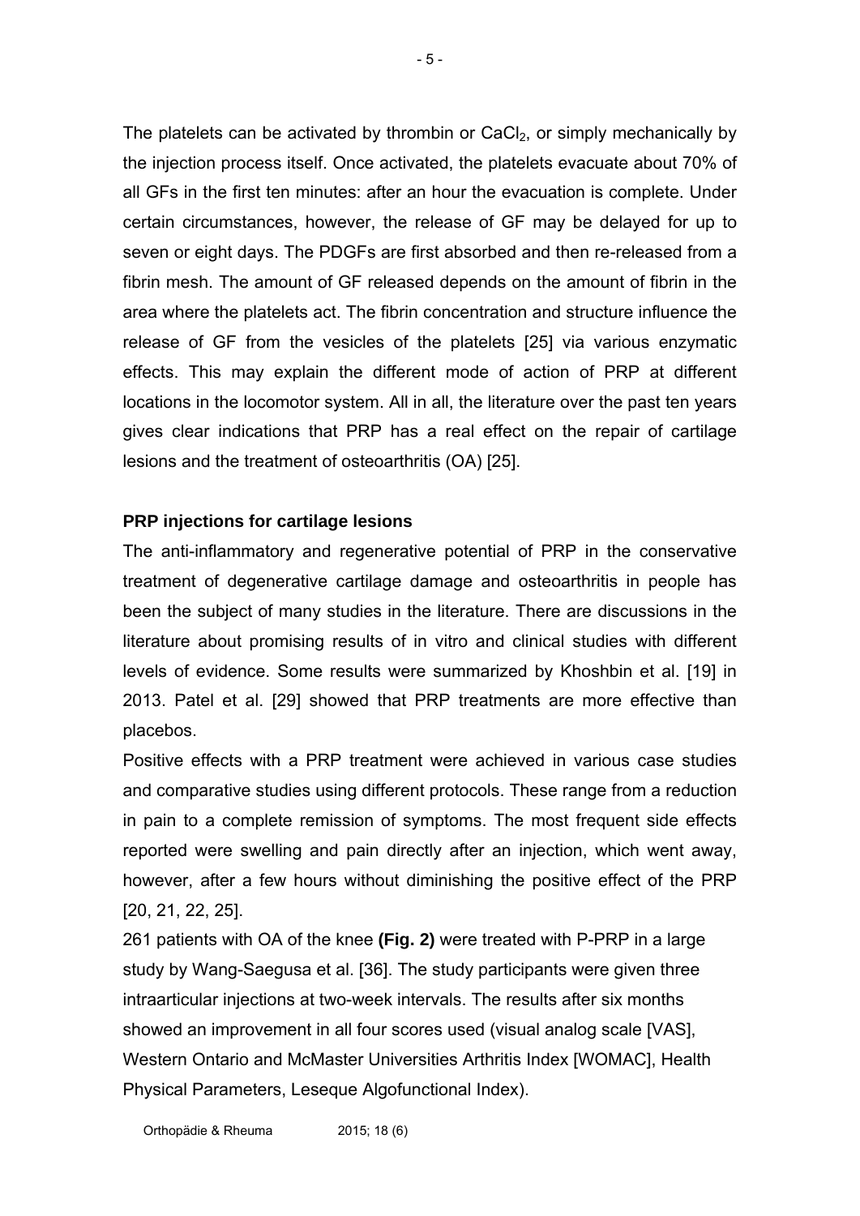The platelets can be activated by thrombin or $CaCl_2$, or simply mechanically by the injection process itself. Once activated, the platelets evacuate about 70% of all GFs in the first ten minutes: after an hour the evacuation is complete. Under certain circumstances, however, the release of GF may be delayed for up to seven or eight days. The PDGFs are first absorbed and then re-released from a fibrin mesh. The amount of GF released depends on the amount of fibrin in the area where the platelets act. The fibrin concentration and structure influence the release of GF from the vesicles of the platelets [25] via various enzymatic effects. This may explain the different mode of action of PRP at different locations in the locomotor system. All in all, the literature over the past ten years gives clear indications that PRP has a real effect on the repair of cartilage lesions and the treatment of osteoarthritis (OA) [25].

**PRP injections for cartilage lesions**

The anti-inflammatory and regenerative potential of PRP in the conservative treatment of degenerative cartilage damage and osteoarthritis in people has been the subject of many studies in the literature. There are discussions in the literature about promising results of in vitro and clinical studies with different levels of evidence. Some results were summarized by Khoshbin et al. [19] in 2013. Patel et al. [29] showed that PRP treatments are more effective than placebos.

Positive effects with a PRP treatment were achieved in various case studies and comparative studies using different protocols. These range from a reduction in pain to a complete remission of symptoms. The most frequent side effects reported were swelling and pain directly after an injection, which went away, however, after a few hours without diminishing the positive effect of the PRP [20, 21, 22, 25].

261 patients with OA of the knee **(Fig. 2)** were treated with P-PRP in a large study by Wang-Saegusa et al. [36]. The study participants were given three intraarticular injections at two-week intervals. The results after six months showed an improvement in all four scores used (visual analog scale [VAS], Western Ontario and McMaster Universities Arthritis Index [WOMAC], Health Physical Parameters, Leseque Algofunctional Index).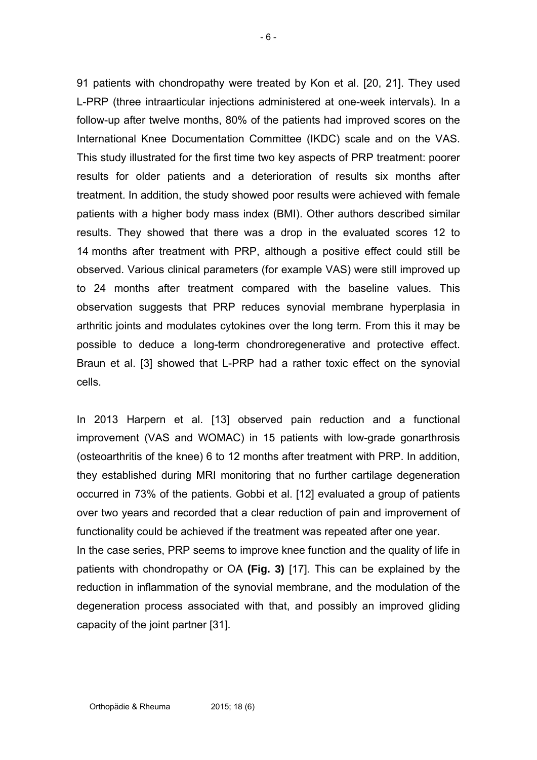91 patients with chondropathy were treated by Kon et al. [20, 21]. They used L-PRP (three intraarticular injections administered at one-week intervals). In a follow-up after twelve months, 80% of the patients had improved scores on the International Knee Documentation Committee (IKDC) scale and on the VAS. This study illustrated for the first time two key aspects of PRP treatment: poorer results for older patients and a deterioration of results six months after treatment. In addition, the study showed poor results were achieved with female patients with a higher body mass index (BMI). Other authors described similar results. They showed that there was a drop in the evaluated scores 12 to 14 months after treatment with PRP, although a positive effect could still be observed. Various clinical parameters (for example VAS) were still improved up to 24 months after treatment compared with the baseline values. This observation suggests that PRP reduces synovial membrane hyperplasia in arthritic joints and modulates cytokines over the long term. From this it may be possible to deduce a long-term chondroregenerative and protective effect. Braun et al. [3] showed that L-PRP had a rather toxic effect on the synovial cells.

In 2013 Harpern et al. [13] observed pain reduction and a functional improvement (VAS and WOMAC) in 15 patients with low-grade gonarthrosis (osteoarthritis of the knee) 6 to 12 months after treatment with PRP. In addition, they established during MRI monitoring that no further cartilage degeneration occurred in 73% of the patients. Gobbi et al. [12] evaluated a group of patients over two years and recorded that a clear reduction of pain and improvement of functionality could be achieved if the treatment was repeated after one year.

In the case series, PRP seems to improve knee function and the quality of life in patients with chondropathy or OA **(Fig. 3)** [17]. This can be explained by the reduction in inflammation of the synovial membrane, and the modulation of the degeneration process associated with that, and possibly an improved gliding capacity of the joint partner [31].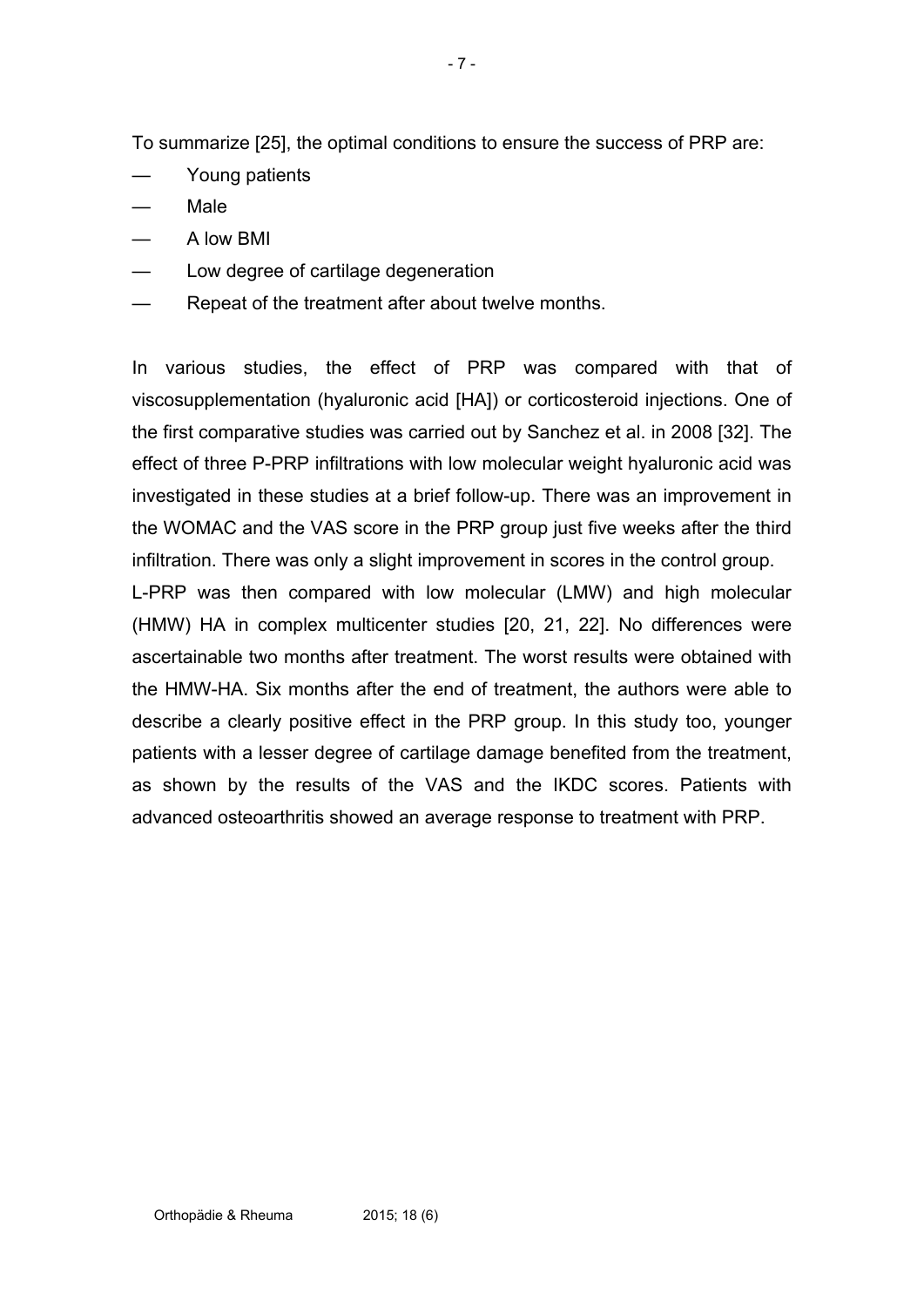To summarize [25], the optimal conditions to ensure the success of PRP are:

- Young patients
- Male
- A low BMI
- Low degree of cartilage degeneration
- Repeat of the treatment after about twelve months.

In various studies, the effect of PRP was compared with that of viscosupplementation (hyaluronic acid [HA]) or corticosteroid injections. One of the first comparative studies was carried out by Sanchez et al. in 2008 [32]. The effect of three P-PRP infiltrations with low molecular weight hyaluronic acid was investigated in these studies at a brief follow-up. There was an improvement in the WOMAC and the VAS score in the PRP group just five weeks after the third infiltration. There was only a slight improvement in scores in the control group.

L-PRP was then compared with low molecular (LMW) and high molecular (HMW) HA in complex multicenter studies [20, 21, 22]. No differences were ascertainable two months after treatment. The worst results were obtained with the HMW-HA. Six months after the end of treatment, the authors were able to describe a clearly positive effect in the PRP group. In this study too, younger patients with a lesser degree of cartilage damage benefited from the treatment, as shown by the results of the VAS and the IKDC scores. Patients with advanced osteoarthritis showed an average response to treatment with PRP.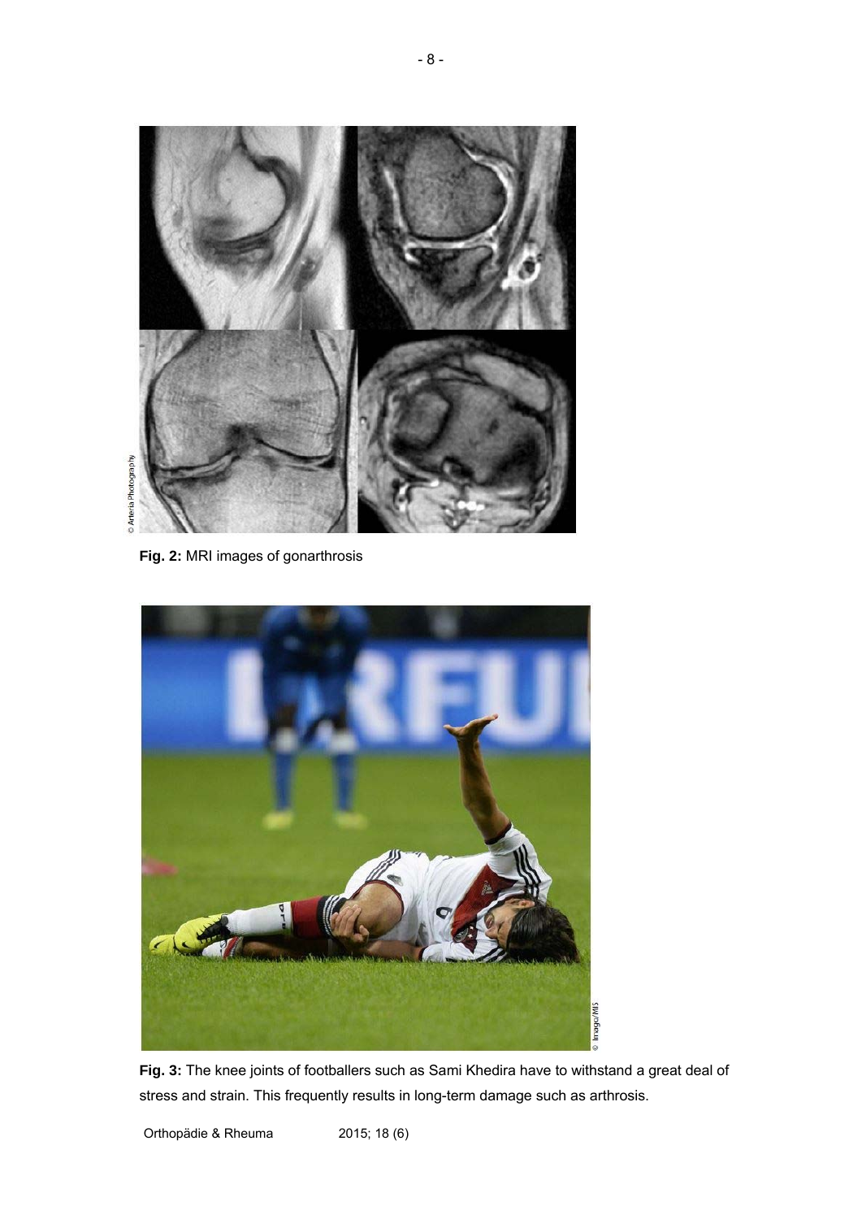**Fig. 2:** MRI images of gonarthrosis

**Fig. 3:** The knee joints of footballers such as Sami Khedira have to withstand a great deal of stress and strain. This frequently results in long-term damage such as arthrosis.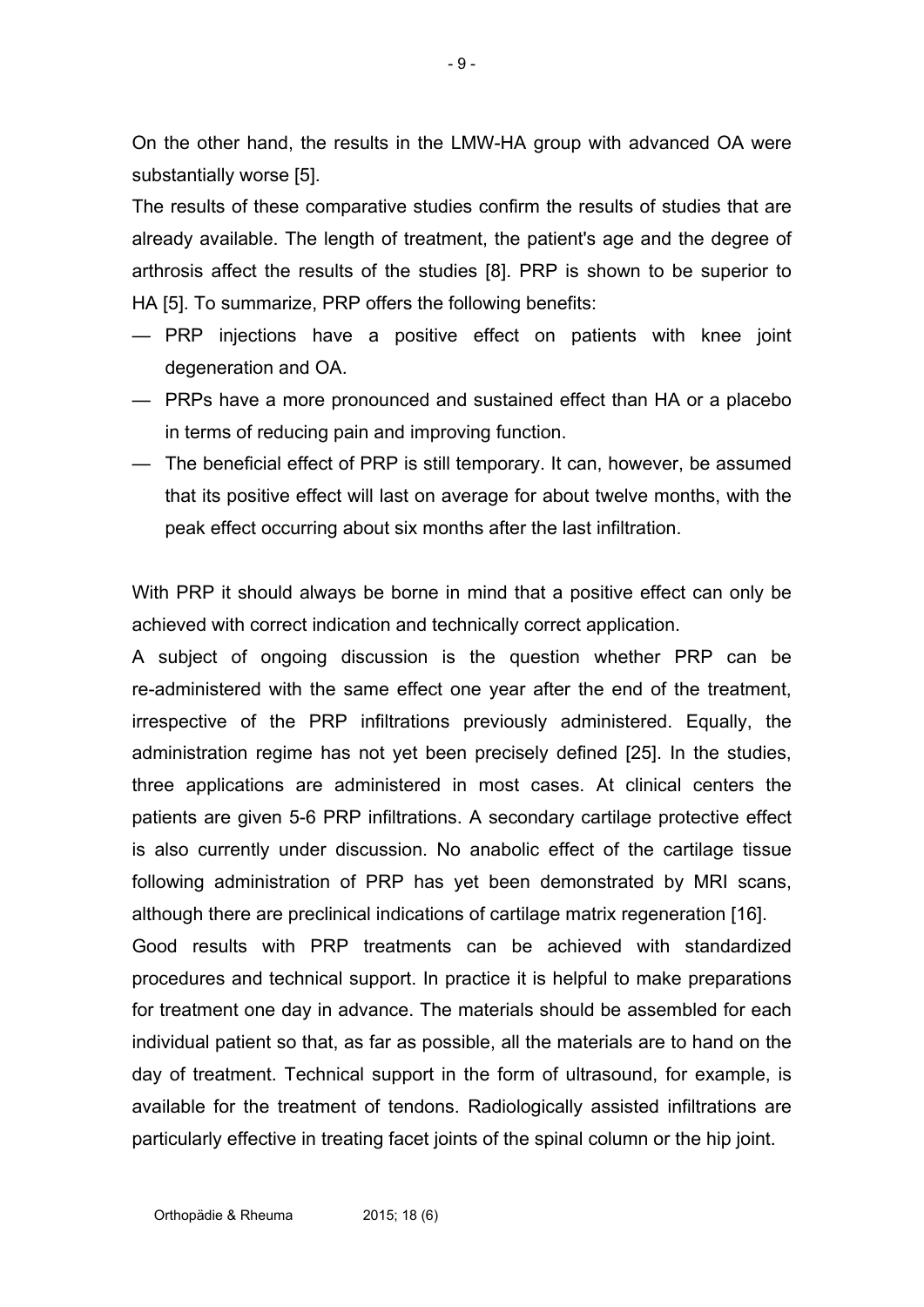On the other hand, the results in the LMW-HA group with advanced OA were substantially worse [5].

The results of these comparative studies confirm the results of studies that are already available. The length of treatment, the patient's age and the degree of arthrosis affect the results of the studies [8]. PRP is shown to be superior to HA [5]. To summarize, PRP offers the following benefits:

- PRP injections have a positive effect on patients with knee joint degeneration and OA.
- PRPs have a more pronounced and sustained effect than HA or a placebo in terms of reducing pain and improving function.
- The beneficial effect of PRP is still temporary. It can, however, be assumed that its positive effect will last on average for about twelve months, with the peak effect occurring about six months after the last infiltration.

With PRP it should always be borne in mind that a positive effect can only be achieved with correct indication and technically correct application.

A subject of ongoing discussion is the question whether PRP can be re-administered with the same effect one year after the end of the treatment, irrespective of the PRP infiltrations previously administered. Equally, the administration regime has not yet been precisely defined [25]. In the studies, three applications are administered in most cases. At clinical centers the patients are given 5-6 PRP infiltrations. A secondary cartilage protective effect is also currently under discussion. No anabolic effect of the cartilage tissue following administration of PRP has yet been demonstrated by MRI scans, although there are preclinical indications of cartilage matrix regeneration [16].

Good results with PRP treatments can be achieved with standardized procedures and technical support. In practice it is helpful to make preparations for treatment one day in advance. The materials should be assembled for each individual patient so that, as far as possible, all the materials are to hand on the day of treatment. Technical support in the form of ultrasound, for example, is available for the treatment of tendons. Radiologically assisted infiltrations are particularly effective in treating facet joints of the spinal column or the hip joint.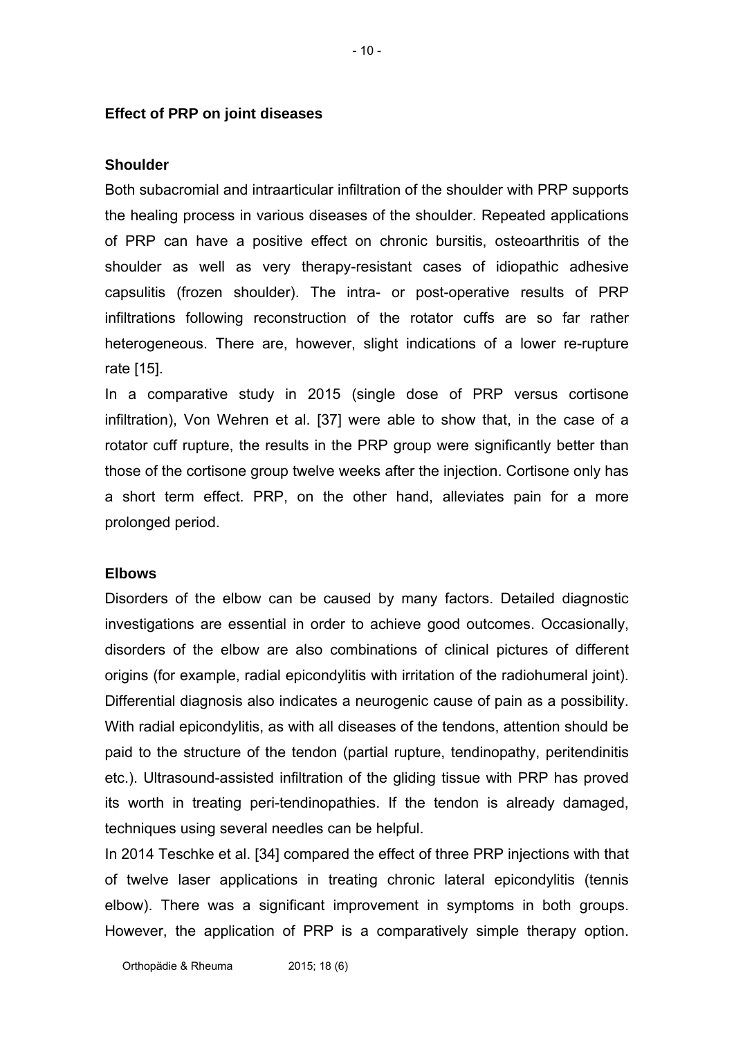## Effect of PRP on joint diseases

### Shoulder

Both subacromial and intraarticular infiltration of the shoulder with PRP supports the healing process in various diseases of the shoulder. Repeated applications of PRP can have a positive effect on chronic bursitis, osteoarthritis of the shoulder as well as very therapy-resistant cases of idiopathic adhesive capsulitis (frozen shoulder). The intra- or post-operative results of PRP infiltrations following reconstruction of the rotator cuffs are so far rather heterogeneous. There are, however, slight indications of a lower re-rupture rate [15].

In a comparative study in 2015 (single dose of PRP versus cortisone infiltration), Von Wehren et al. [37] were able to show that, in the case of a rotator cuff rupture, the results in the PRP group were significantly better than those of the cortisone group twelve weeks after the injection. Cortisone only has a short term effect. PRP, on the other hand, alleviates pain for a more prolonged period.

### Elbows

Disorders of the elbow can be caused by many factors. Detailed diagnostic investigations are essential in order to achieve good outcomes. Occasionally, disorders of the elbow are also combinations of clinical pictures of different origins (for example, radial epicondylitis with irritation of the radiohumeral joint). Differential diagnosis also indicates a neurogenic cause of pain as a possibility. With radial epicondylitis, as with all diseases of the tendons, attention should be paid to the structure of the tendon (partial rupture, tendinopathy, peritendinitis etc.). Ultrasound-assisted infiltration of the gliding tissue with PRP has proved its worth in treating peri-tendinopathies. If the tendon is already damaged, techniques using several needles can be helpful.

In 2014 Teschke et al. [34] compared the effect of three PRP injections with that of twelve laser applications in treating chronic lateral epicondylitis (tennis elbow). There was a significant improvement in symptoms in both groups. However, the application of PRP is a comparatively simple therapy option.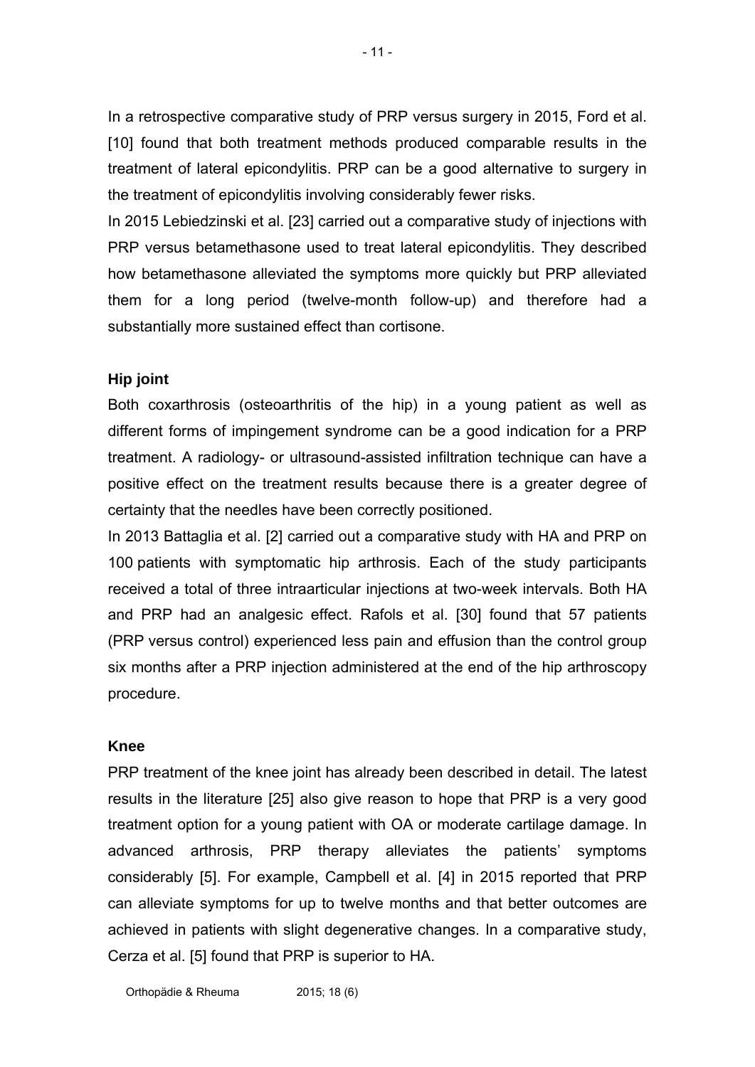In a retrospective comparative study of PRP versus surgery in 2015, Ford et al. [10] found that both treatment methods produced comparable results in the treatment of lateral epicondylitis. PRP can be a good alternative to surgery in the treatment of epicondylitis involving considerably fewer risks.

In 2015 Lebiedzinski et al. [23] carried out a comparative study of injections with PRP versus betamethasone used to treat lateral epicondylitis. They described how betamethasone alleviated the symptoms more quickly but PRP alleviated them for a long period (twelve-month follow-up) and therefore had a substantially more sustained effect than cortisone.

## Hip joint

Both coxarthrosis (osteoarthritis of the hip) in a young patient as well as different forms of impingement syndrome can be a good indication for a PRP treatment. A radiology- or ultrasound-assisted infiltration technique can have a positive effect on the treatment results because there is a greater degree of certainty that the needles have been correctly positioned.

In 2013 Battaglia et al. [2] carried out a comparative study with HA and PRP on 100 patients with symptomatic hip arthrosis. Each of the study participants received a total of three intraarticular injections at two-week intervals. Both HA and PRP had an analgesic effect. Rafols et al. [30] found that 57 patients (PRP versus control) experienced less pain and effusion than the control group six months after a PRP injection administered at the end of the hip arthroscopy procedure.

## Knee

PRP treatment of the knee joint has already been described in detail. The latest results in the literature [25] also give reason to hope that PRP is a very good treatment option for a young patient with OA or moderate cartilage damage. In advanced arthrosis, PRP therapy alleviates the patients' symptoms considerably [5]. For example, Campbell et al. [4] in 2015 reported that PRP can alleviate symptoms for up to twelve months and that better outcomes are achieved in patients with slight degenerative changes. In a comparative study, Cerza et al. [5] found that PRP is superior to HA.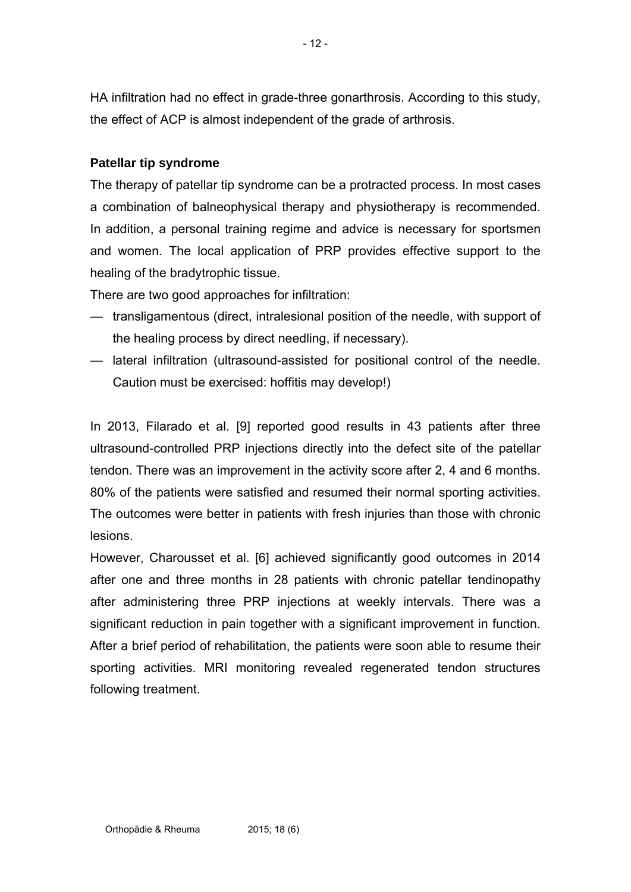HA infiltration had no effect in grade-three gonarthrosis. According to this study, the effect of ACP is almost independent of the grade of arthrosis.

### Patellar tip syndrome

The therapy of patellar tip syndrome can be a protracted process. In most cases a combination of balneophysical therapy and physiotherapy is recommended. In addition, a personal training regime and advice is necessary for sportsmen and women. The local application of PRP provides effective support to the healing of the bradytrophic tissue.

There are two good approaches for infiltration:

- transligamentous (direct, intralesional position of the needle, with support of the healing process by direct needling, if necessary).
- lateral infiltration (ultrasound-assisted for positional control of the needle. Caution must be exercised: hoffitis may develop!)

In 2013, Filarado et al. [9] reported good results in 43 patients after three ultrasound-controlled PRP injections directly into the defect site of the patellar tendon. There was an improvement in the activity score after 2, 4 and 6 months. 80% of the patients were satisfied and resumed their normal sporting activities. The outcomes were better in patients with fresh injuries than those with chronic lesions.

However, Charousset et al. [6] achieved significantly good outcomes in 2014 after one and three months in 28 patients with chronic patellar tendinopathy after administering three PRP injections at weekly intervals. There was a significant reduction in pain together with a significant improvement in function. After a brief period of rehabilitation, the patients were soon able to resume their sporting activities. MRI monitoring revealed regenerated tendon structures following treatment.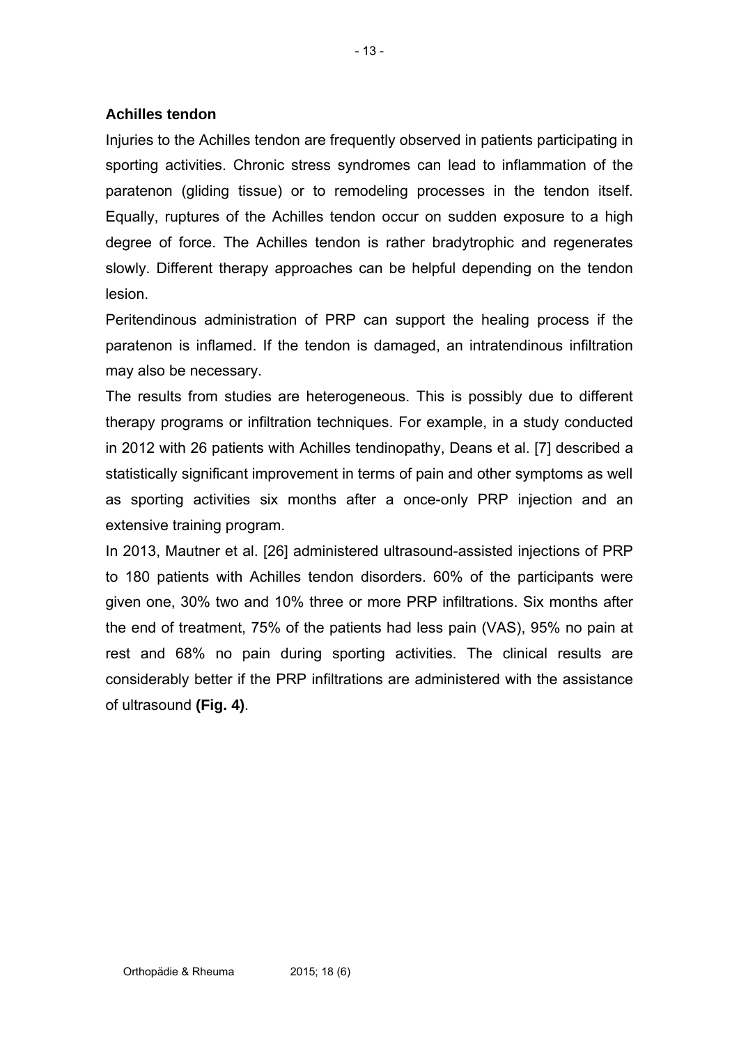### Achilles tendon

Injuries to the Achilles tendon are frequently observed in patients participating in sporting activities. Chronic stress syndromes can lead to inflammation of the paratenon (gliding tissue) or to remodeling processes in the tendon itself. Equally, ruptures of the Achilles tendon occur on sudden exposure to a high degree of force. The Achilles tendon is rather bradytrophic and regenerates slowly. Different therapy approaches can be helpful depending on the tendon lesion.

Peritendinous administration of PRP can support the healing process if the paratenon is inflamed. If the tendon is damaged, an intratendinous infiltration may also be necessary.

The results from studies are heterogeneous. This is possibly due to different therapy programs or infiltration techniques. For example, in a study conducted in 2012 with 26 patients with Achilles tendinopathy, Deans et al. [7] described a statistically significant improvement in terms of pain and other symptoms as well as sporting activities six months after a once-only PRP injection and an extensive training program.

In 2013, Mautner et al. [26] administered ultrasound-assisted injections of PRP to 180 patients with Achilles tendon disorders. 60% of the participants were given one, 30% two and 10% three or more PRP infiltrations. Six months after the end of treatment, 75% of the patients had less pain (VAS), 95% no pain at rest and 68% no pain during sporting activities. The clinical results are considerably better if the PRP infiltrations are administered with the assistance of ultrasound **(Fig. 4)**.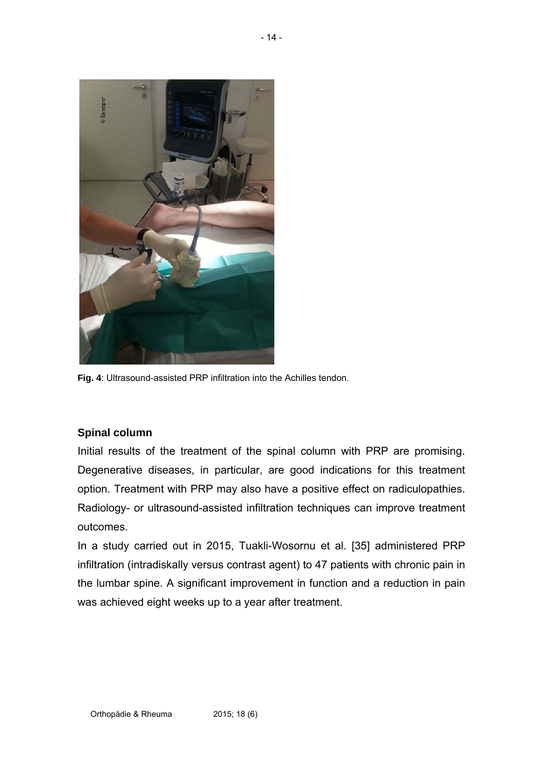**Fig. 4**: Ultrasound-assisted PRP infiltration into the Achilles tendon.

## Spinal column

Initial results of the treatment of the spinal column with PRP are promising. Degenerative diseases, in particular, are good indications for this treatment option. Treatment with PRP may also have a positive effect on radiculopathies. Radiology- or ultrasound-assisted infiltration techniques can improve treatment outcomes.

In a study carried out in 2015, Tuakli-Wosornu et al. [35] administered PRP infiltration (intradiskally versus contrast agent) to 47 patients with chronic pain in the lumbar spine. A significant improvement in function and a reduction in pain was achieved eight weeks up to a year after treatment.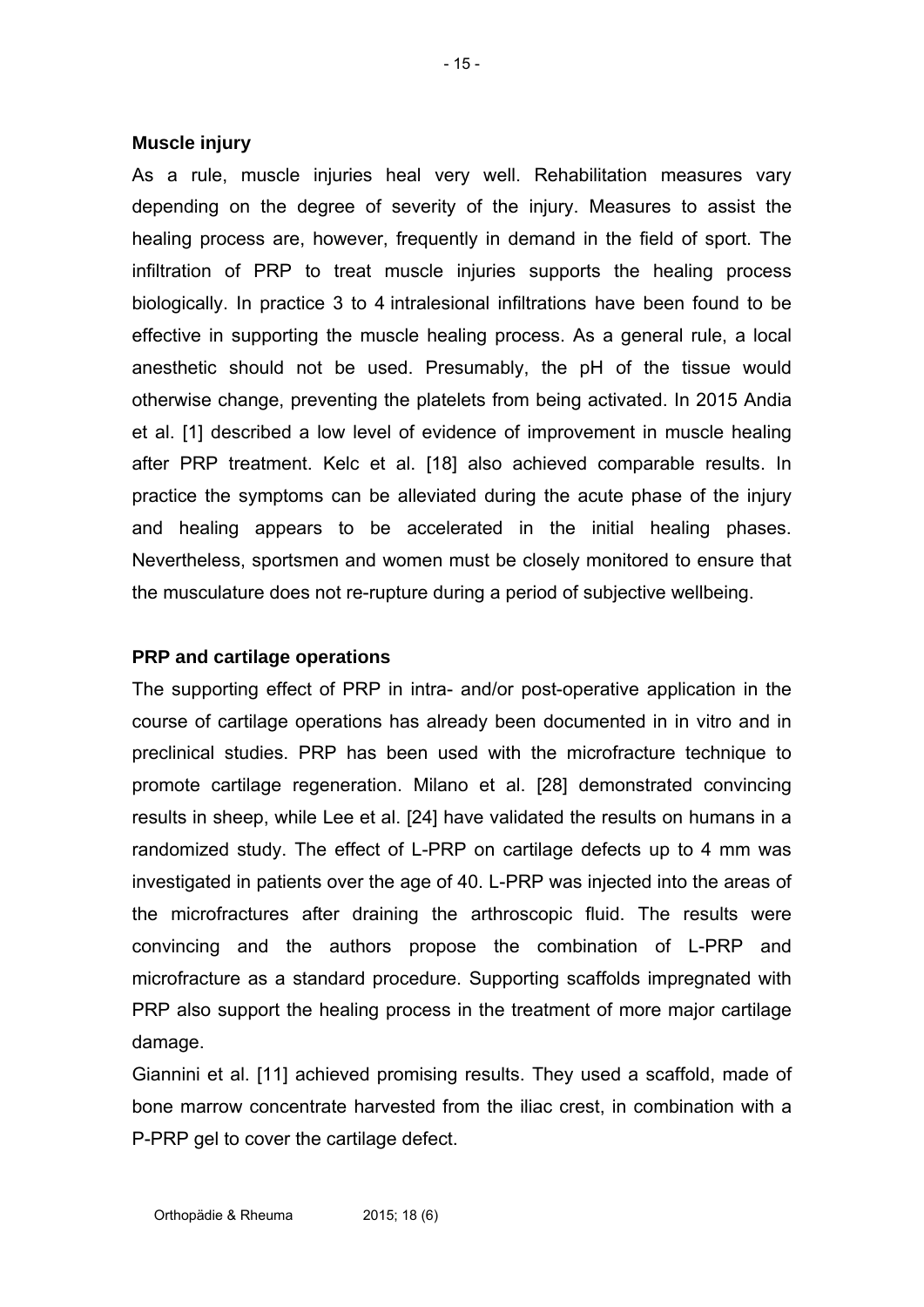### Muscle injury

As a rule, muscle injuries heal very well. Rehabilitation measures vary depending on the degree of severity of the injury. Measures to assist the healing process are, however, frequently in demand in the field of sport. The infiltration of PRP to treat muscle injuries supports the healing process biologically. In practice 3 to 4 intralesional infiltrations have been found to be effective in supporting the muscle healing process. As a general rule, a local anesthetic should not be used. Presumably, the pH of the tissue would otherwise change, preventing the platelets from being activated. In 2015 Andia et al. [1] described a low level of evidence of improvement in muscle healing after PRP treatment. Kelc et al. [18] also achieved comparable results. In practice the symptoms can be alleviated during the acute phase of the injury and healing appears to be accelerated in the initial healing phases. Nevertheless, sportsmen and women must be closely monitored to ensure that the musculature does not re-rupture during a period of subjective wellbeing.

### PRP and cartilage operations

The supporting effect of PRP in intra- and/or post-operative application in the course of cartilage operations has already been documented in in vitro and in preclinical studies. PRP has been used with the microfracture technique to promote cartilage regeneration. Milano et al. [28] demonstrated convincing results in sheep, while Lee et al. [24] have validated the results on humans in a randomized study. The effect of L-PRP on cartilage defects up to 4 mm was investigated in patients over the age of 40. L-PRP was injected into the areas of the microfractures after draining the arthroscopic fluid. The results were convincing and the authors propose the combination of L-PRP and microfracture as a standard procedure. Supporting scaffolds impregnated with PRP also support the healing process in the treatment of more major cartilage damage.

Giannini et al. [11] achieved promising results. They used a scaffold, made of bone marrow concentrate harvested from the iliac crest, in combination with a P-PRP gel to cover the cartilage defect.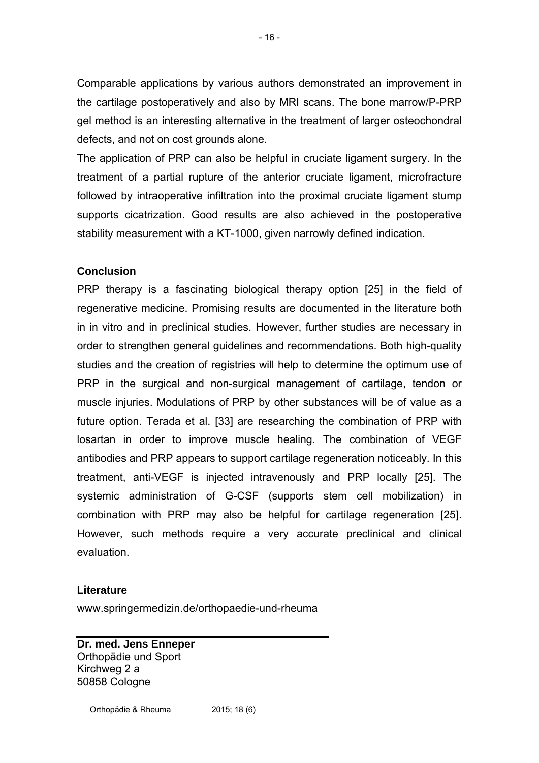Comparable applications by various authors demonstrated an improvement in the cartilage postoperatively and also by MRI scans. The bone marrow/P-PRP gel method is an interesting alternative in the treatment of larger osteochondral defects, and not on cost grounds alone.

The application of PRP can also be helpful in cruciate ligament surgery. In the treatment of a partial rupture of the anterior cruciate ligament, microfracture followed by intraoperative infiltration into the proximal cruciate ligament stump supports cicatrization. Good results are also achieved in the postoperative stability measurement with a KT-1000, given narrowly defined indication.

## Conclusion

PRP therapy is a fascinating biological therapy option [25] in the field of regenerative medicine. Promising results are documented in the literature both in in vitro and in preclinical studies. However, further studies are necessary in order to strengthen general guidelines and recommendations. Both high-quality studies and the creation of registries will help to determine the optimum use of PRP in the surgical and non-surgical management of cartilage, tendon or muscle injuries. Modulations of PRP by other substances will be of value as a future option. Terada et al. [33] are researching the combination of PRP with losartan in order to improve muscle healing. The combination of VEGF antibodies and PRP appears to support cartilage regeneration noticeably. In this treatment, anti-VEGF is injected intravenously and PRP locally [25]. The systemic administration of G-CSF (supports stem cell mobilization) in combination with PRP may also be helpful for cartilage regeneration [25]. However, such methods require a very accurate preclinical and clinical evaluation.

## Literature

www.springermedizin.de/orthopaedie-und-rheuma

---

**Dr. med. Jens Enneper**
Orthopädie und Sport
Kirchweg 2 a
50858 Cologne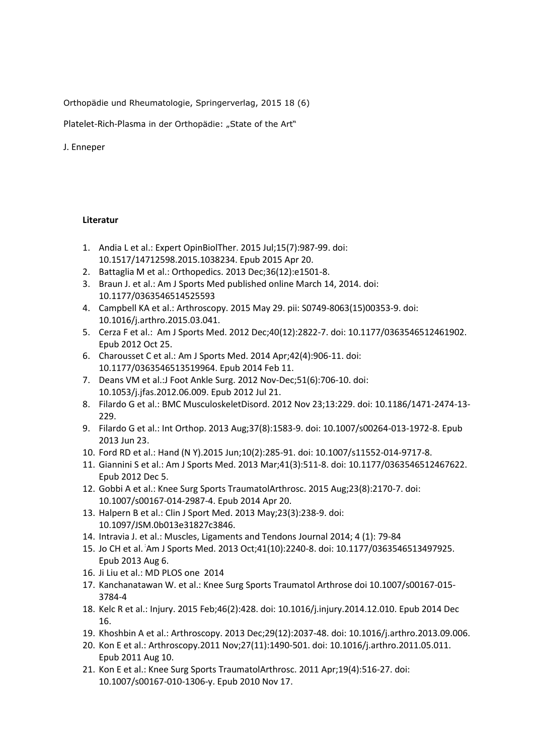Orthopädie und Rheumatologie, Springerverlag, 2015 18 (6)

Platelet-Rich-Plasma in der Orthopädie: „State of the Art“

J. Enneper

**Literatur**

1. Andia L et al.: Expert OpinBiolTher. 2015 Jul;15(7):987-99. doi: 10.1517/14712598.2015.1038234. Epub 2015 Apr 20.
2. Battaglia M et al.: Orthopedics. 2013 Dec;36(12):e1501-8.
3. Braun J. et al.: Am J Sports Med published online March 14, 2014. doi: 10.1177/0363546514525593
4. Campbell KA et al.: Arthroscopy. 2015 May 29. pii: S0749-8063(15)00353-9. doi: 10.1016/j.arthro.2015.03.041.
5. Cerza F et al.: Am J Sports Med. 2012 Dec;40(12):2822-7. doi: 10.1177/0363546512461902. Epub 2012 Oct 25.
6. Charousset C et al.: Am J Sports Med. 2014 Apr;42(4):906-11. doi: 10.1177/0363546513519964. Epub 2014 Feb 11.
7. Deans VM et al.:J Foot Ankle Surg. 2012 Nov-Dec;51(6):706-10. doi: 10.1053/j.jfas.2012.06.009. Epub 2012 Jul 21.
8. Filardo G et al.: BMC MusculoskeletDisord. 2012 Nov 23;13:229. doi: 10.1186/1471-2474-13-229.
9. Filardo G et al.: Int Orthop. 2013 Aug;37(8):1583-9. doi: 10.1007/s00264-013-1972-8. Epub 2013 Jun 23.
10. Ford RD et al.: Hand (N Y).2015 Jun;10(2):285-91. doi: 10.1007/s11552-014-9717-8.
11. Giannini S et al.: Am J Sports Med. 2013 Mar;41(3):511-8. doi: 10.1177/0363546512467622. Epub 2012 Dec 5.
12. Gobbi A et al.: Knee Surg Sports TraumatolArthrosc. 2015 Aug;23(8):2170-7. doi: 10.1007/s00167-014-2987-4. Epub 2014 Apr 20.
13. Halpern B et al.: Clin J Sport Med. 2013 May;23(3):238-9. doi: 10.1097/JSM.0b013e31827c3846.
14. Intravia J. et al.: Muscles, Ligaments and Tendons Journal 2014; 4 (1): 79-84
15. Jo CH et al. Am J Sports Med. 2013 Oct;41(10):2240-8. doi: 10.1177/0363546513497925. Epub 2013 Aug 6.
16. Ji Liu et al.: MD PLOS one 2014
17. Kanchanatawan W. et al.: Knee Surg Sports Traumatol Arthrose doi 10.1007/s00167-015-3784-4
18. Kelc R et al.: Injury. 2015 Feb;46(2):428. doi: 10.1016/j.injury.2014.12.010. Epub 2014 Dec 16.
19. Khoshbin A et al.: Arthroscopy. 2013 Dec;29(12):2037-48. doi: 10.1016/j.arthro.2013.09.006.
20. Kon E et al.: Arthroscopy.2011 Nov;27(11):1490-501. doi: 10.1016/j.arthro.2011.05.011. Epub 2011 Aug 10.
21. Kon E et al.: Knee Surg Sports TraumatolArthrosc. 2011 Apr;19(4):516-27. doi: 10.1007/s00167-010-1306-y. Epub 2010 Nov 17.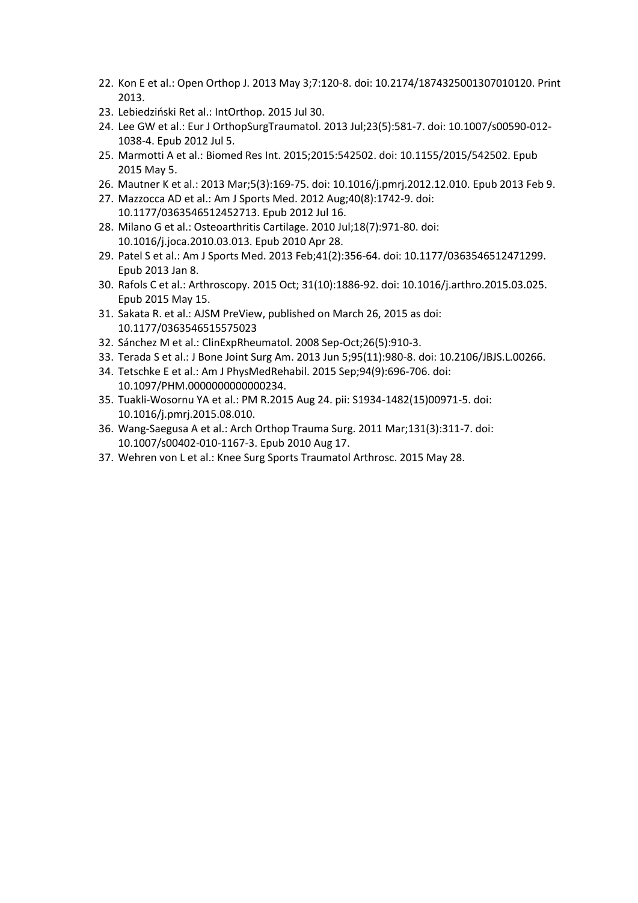22. Kon E et al.: Open Orthop J. 2013 May 3;7:120-8. doi: 10.2174/1874325001307010120. Print 2013.
23. Lebiedziński Ret al.: IntOrthop. 2015 Jul 30.
24. Lee GW et al.: Eur J OrthopSurgTraumatol. 2013 Jul;23(5):581-7. doi: 10.1007/s00590-012-1038-4. Epub 2012 Jul 5.
25. Marmotti A et al.: Biomed Res Int. 2015;2015:542502. doi: 10.1155/2015/542502. Epub 2015 May 5.
26. Mautner K et al.: 2013 Mar;5(3):169-75. doi: 10.1016/j.pmrj.2012.12.010. Epub 2013 Feb 9.
27. Mazzocca AD et al.: Am J Sports Med. 2012 Aug;40(8):1742-9. doi: 10.1177/0363546512452713. Epub 2012 Jul 16.
28. Milano G et al.: Osteoarthritis Cartilage. 2010 Jul;18(7):971-80. doi: 10.1016/j.joca.2010.03.013. Epub 2010 Apr 28.
29. Patel S et al.: Am J Sports Med. 2013 Feb;41(2):356-64. doi: 10.1177/0363546512471299. Epub 2013 Jan 8.
30. Rafols C et al.: Arthroscopy. 2015 Oct; 31(10):1886-92. doi: 10.1016/j.arthro.2015.03.025. Epub 2015 May 15.
31. Sakata R. et al.: AJSM PreView, published on March 26, 2015 as doi: 10.1177/0363546515575023
32. Sánchez M et al.: ClinExpRheumatol. 2008 Sep-Oct;26(5):910-3.
33. Terada S et al.: J Bone Joint Surg Am. 2013 Jun 5;95(11):980-8. doi: 10.2106/JBJS.L.00266.
34. Tetschke E et al.: Am J PhysMedRehabil. 2015 Sep;94(9):696-706. doi: 10.1097/PHM.0000000000000234.
35. Tuakli-Wosornu YA et al.: PM R.2015 Aug 24. pii: S1934-1482(15)00971-5. doi: 10.1016/j.pmrj.2015.08.010.
36. Wang-Saegusa A et al.: Arch Orthop Trauma Surg. 2011 Mar;131(3):311-7. doi: 10.1007/s00402-010-1167-3. Epub 2010 Aug 17.
37. Wehren von L et al.: Knee Surg Sports Traumatol Arthrosc. 2015 May 28.